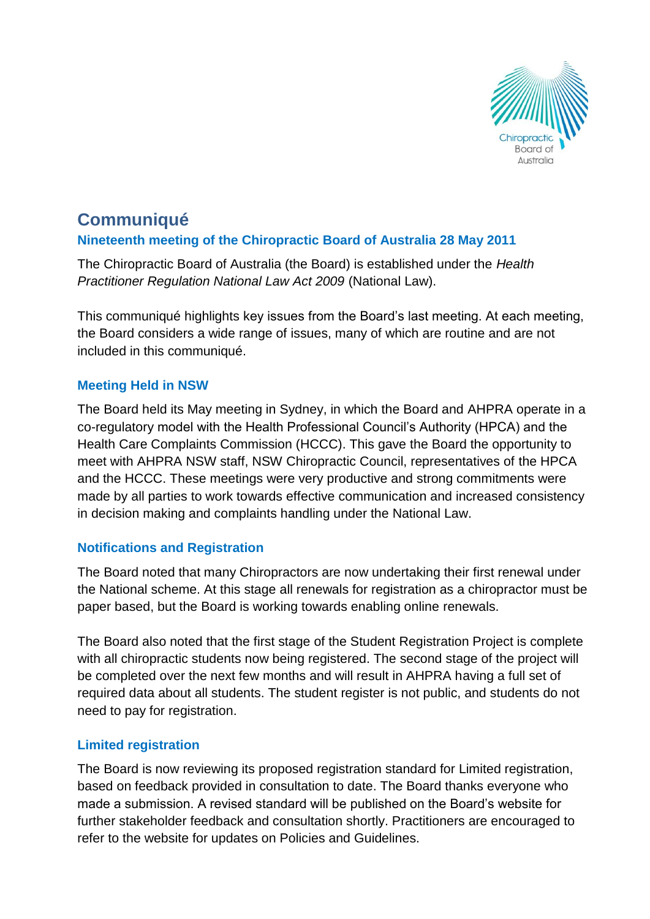# Communiqué

## Nineteenth meeting of the Chiropractic Board of Australia 28 May 2011

The Chiropractic Board of Australia (the Board) is established under the *Health Practitioner Regulation National Law Act 2009* (National Law).

This communiqué highlights key issues from the Board's last meeting. At each meeting, the Board considers a wide range of issues, many of which are routine and are not included in this communiqué.

### Meeting Held in NSW

The Board held its May meeting in Sydney, in which the Board and AHPRA operate in a co-regulatory model with the Health Professional Council's Authority (HPCA) and the Health Care Complaints Commission (HCCC). This gave the Board the opportunity to meet with AHPRA NSW staff, NSW Chiropractic Council, representatives of the HPCA and the HCCC. These meetings were very productive and strong commitments were made by all parties to work towards effective communication and increased consistency in decision making and complaints handling under the National Law.

### Notifications and Registration

The Board noted that many Chiropractors are now undertaking their first renewal under the National scheme. At this stage all renewals for registration as a chiropractor must be paper based, but the Board is working towards enabling online renewals.

The Board also noted that the first stage of the Student Registration Project is complete with all chiropractic students now being registered. The second stage of the project will be completed over the next few months and will result in AHPRA having a full set of required data about all students. The student register is not public, and students do not need to pay for registration.

### Limited registration

The Board is now reviewing its proposed registration standard for Limited registration, based on feedback provided in consultation to date. The Board thanks everyone who made a submission. A revised standard will be published on the Board's website for further stakeholder feedback and consultation shortly. Practitioners are encouraged to refer to the website for updates on Policies and Guidelines.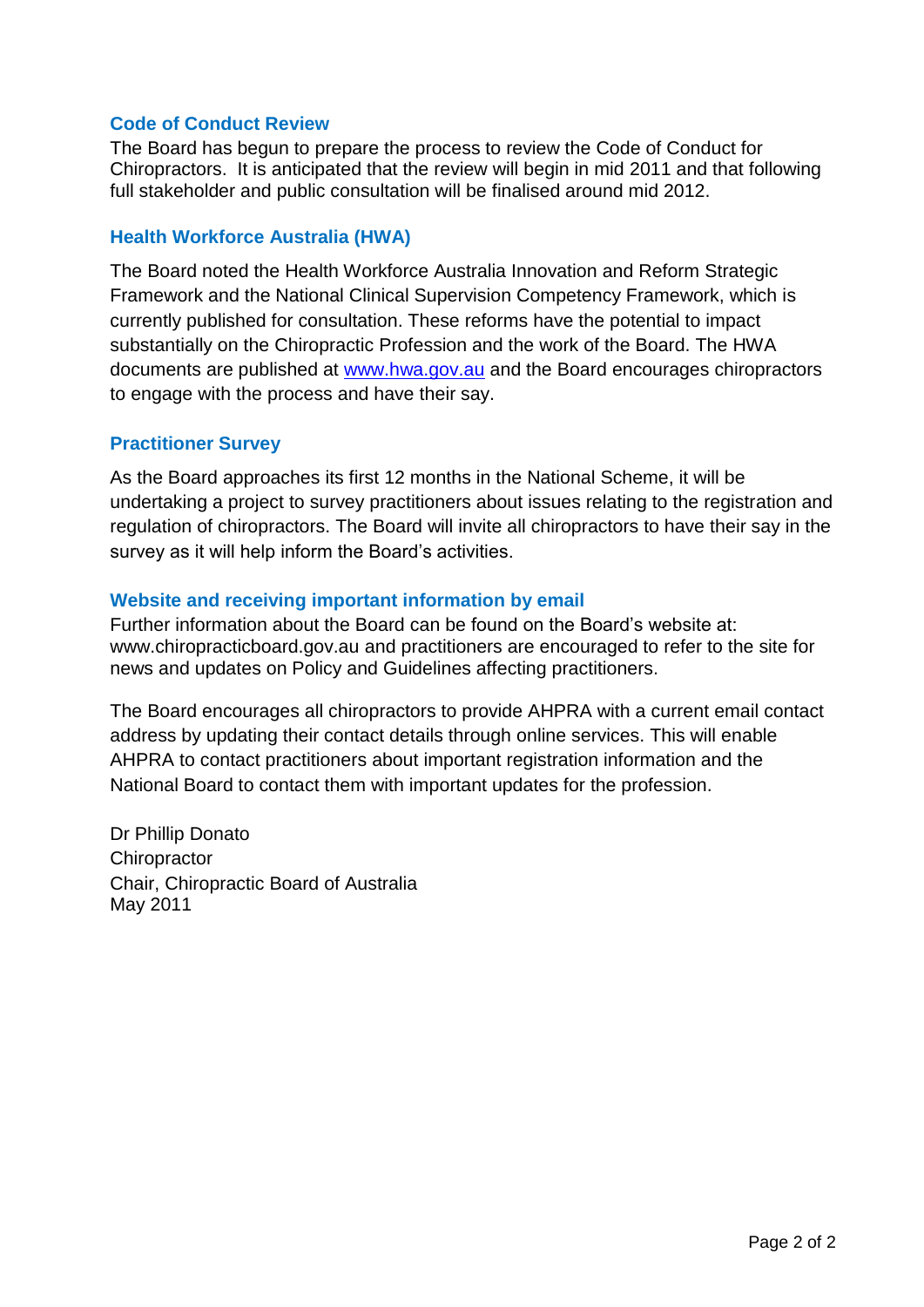### Code of Conduct Review

The Board has begun to prepare the process to review the Code of Conduct for Chiropractors. It is anticipated that the review will begin in mid 2011 and that following full stakeholder and public consultation will be finalised around mid 2012.

### Health Workforce Australia (HWA)

The Board noted the Health Workforce Australia Innovation and Reform Strategic Framework and the National Clinical Supervision Competency Framework, which is currently published for consultation. These reforms have the potential to impact substantially on the Chiropractic Profession and the work of the Board. The HWA documents are published at [www.hwa.gov.au](http://www.hwa.gov.au) and the Board encourages chiropractors to engage with the process and have their say.

### Practitioner Survey

As the Board approaches its first 12 months in the National Scheme, it will be undertaking a project to survey practitioners about issues relating to the registration and regulation of chiropractors. The Board will invite all chiropractors to have their say in the survey as it will help inform the Board's activities.

### Website and receiving important information by email

Further information about the Board can be found on the Board's website at: www.chiropracticboard.gov.au and practitioners are encouraged to refer to the site for news and updates on Policy and Guidelines affecting practitioners.

The Board encourages all chiropractors to provide AHPRA with a current email contact address by updating their contact details through online services. This will enable AHPRA to contact practitioners about important registration information and the National Board to contact them with important updates for the profession.

Dr Phillip Donato
Chiropractor
Chair, Chiropractic Board of Australia
May 2011